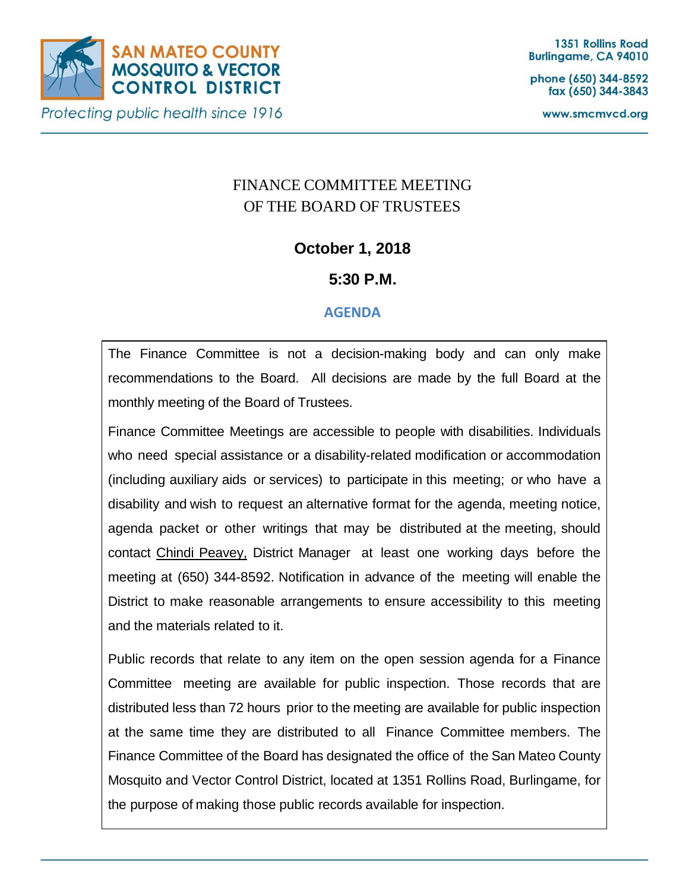**SAN MATEO COUNTY MOSQUITO & VECTOR CONTROL DISTRICT**

*Protecting public health since 1916*

1351 Rollins Road
Burlingame, CA 94010

phone (650) 344-8592
fax (650) 344-3843

www.smcmvcd.org

# FINANCE COMMITTEE MEETING OF THE BOARD OF TRUSTEES

**October 1, 2018**

**5:30 P.M.**

## AGENDA

The Finance Committee is not a decision-making body and can only make recommendations to the Board. All decisions are made by the full Board at the monthly meeting of the Board of Trustees.

Finance Committee Meetings are accessible to people with disabilities. Individuals who need special assistance or a disability-related modification or accommodation (including auxiliary aids or services) to participate in this meeting; or who have a disability and wish to request an alternative format for the agenda, meeting notice, agenda packet or other writings that may be distributed at the meeting, should contact Chindi Peavey, District Manager at least one working days before the meeting at (650) 344-8592. Notification in advance of the meeting will enable the District to make reasonable arrangements to ensure accessibility to this meeting and the materials related to it.

Public records that relate to any item on the open session agenda for a Finance Committee meeting are available for public inspection. Those records that are distributed less than 72 hours prior to the meeting are available for public inspection at the same time they are distributed to all Finance Committee members. The Finance Committee of the Board has designated the office of the San Mateo County Mosquito and Vector Control District, located at 1351 Rollins Road, Burlingame, for the purpose of making those public records available for inspection.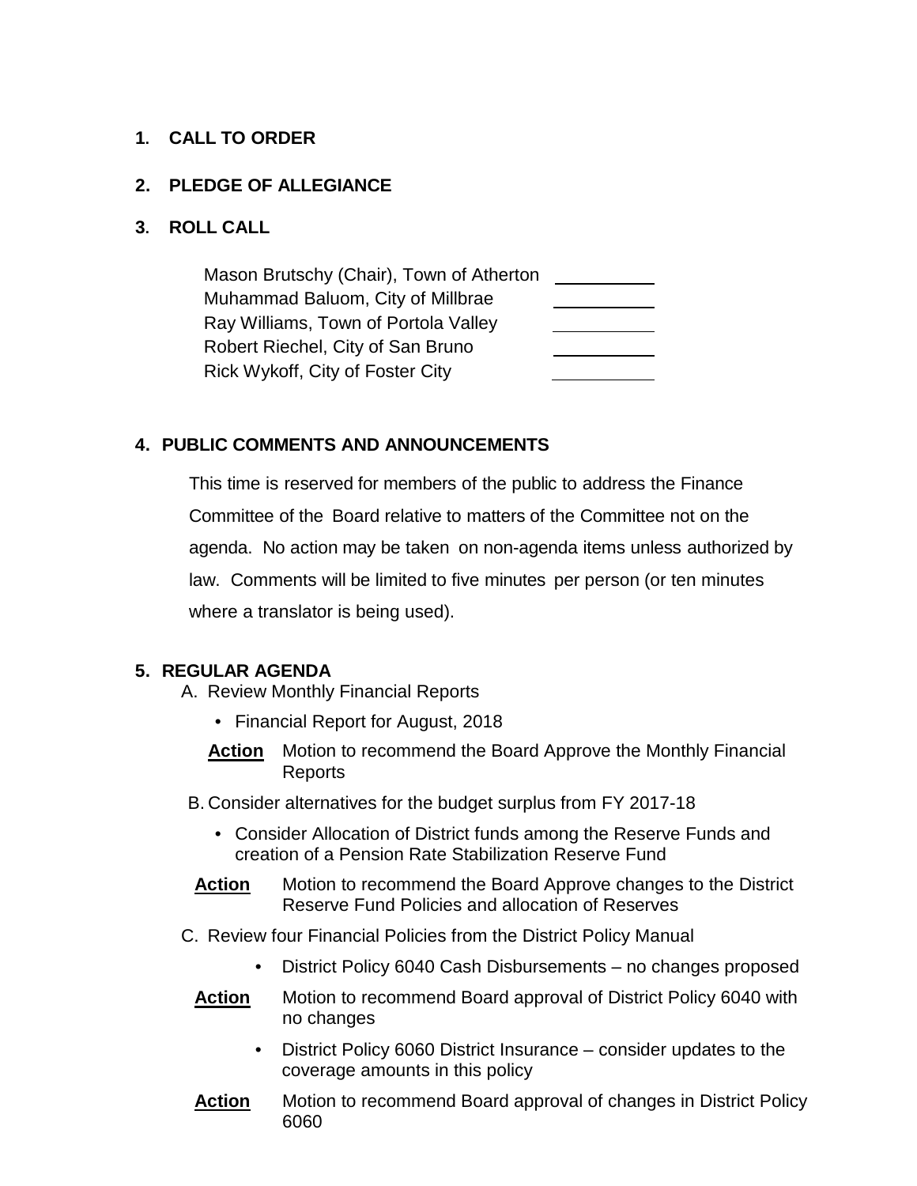**1. CALL TO ORDER**

**2. PLEDGE OF ALLEGIANCE**

**3. ROLL CALL**

| | |
|---|---|
| Mason Brutschy (Chair), Town of Atherton | ________ |
| Muhammad Baluom, City of Millbrae | ________ |
| Ray Williams, Town of Portola Valley | ________ |
| Robert Riechel, City of San Bruno | ________ |
| Rick Wykoff, City of Foster City | ________ |

**4. PUBLIC COMMENTS AND ANNOUNCEMENTS**

This time is reserved for members of the public to address the Finance Committee of the Board relative to matters of the Committee not on the agenda. No action may be taken on non-agenda items unless authorized by law. Comments will be limited to five minutes per person (or ten minutes where a translator is being used).

**5. REGULAR AGENDA**

A. Review Monthly Financial Reports

- Financial Report for August, 2018

**Action** Motion to recommend the Board Approve the Monthly Financial Reports

B. Consider alternatives for the budget surplus from FY 2017-18

- Consider Allocation of District funds among the Reserve Funds and creation of a Pension Rate Stabilization Reserve Fund

**Action** Motion to recommend the Board Approve changes to the District Reserve Fund Policies and allocation of Reserves

C. Review four Financial Policies from the District Policy Manual

- District Policy 6040 Cash Disbursements – no changes proposed

**Action** Motion to recommend Board approval of District Policy 6040 with no changes

- District Policy 6060 District Insurance – consider updates to the coverage amounts in this policy

**Action** Motion to recommend Board approval of changes in District Policy 6060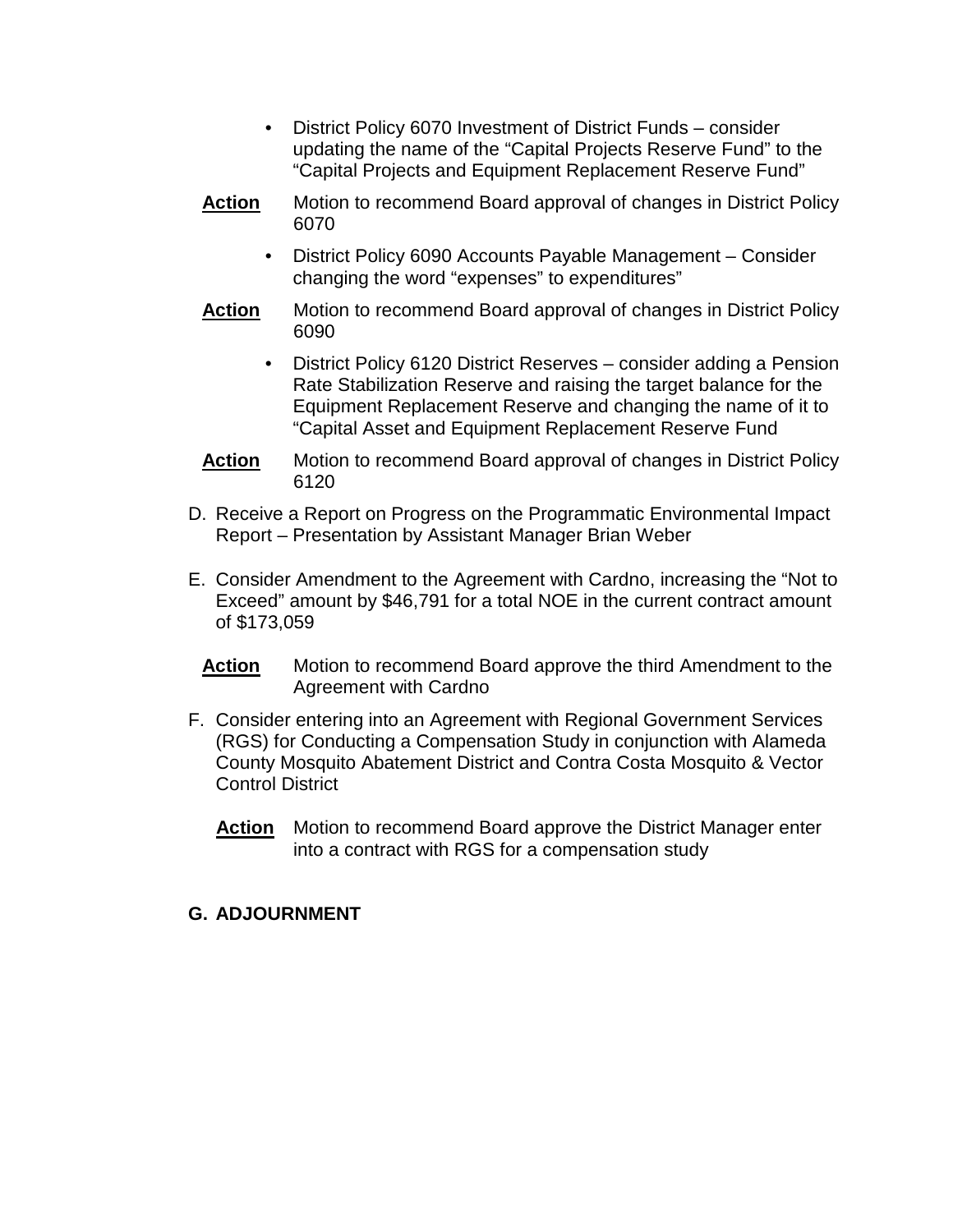- District Policy 6070 Investment of District Funds – consider updating the name of the "Capital Projects Reserve Fund" to the "Capital Projects and Equipment Replacement Reserve Fund"

**Action** Motion to recommend Board approval of changes in District Policy 6070

- District Policy 6090 Accounts Payable Management – Consider changing the word "expenses" to expenditures"

**Action** Motion to recommend Board approval of changes in District Policy 6090

- District Policy 6120 District Reserves – consider adding a Pension Rate Stabilization Reserve and raising the target balance for the Equipment Replacement Reserve and changing the name of it to "Capital Asset and Equipment Replacement Reserve Fund

**Action** Motion to recommend Board approval of changes in District Policy 6120

D. Receive a Report on Progress on the Programmatic Environmental Impact Report – Presentation by Assistant Manager Brian Weber

E. Consider Amendment to the Agreement with Cardno, increasing the "Not to Exceed" amount by $46,791 for a total NOE in the current contract amount of $173,059

**Action** Motion to recommend Board approve the third Amendment to the Agreement with Cardno

F. Consider entering into an Agreement with Regional Government Services (RGS) for Conducting a Compensation Study in conjunction with Alameda County Mosquito Abatement District and Contra Costa Mosquito & Vector Control District

**Action** Motion to recommend Board approve the District Manager enter into a contract with RGS for a compensation study

**G. ADJOURNMENT**